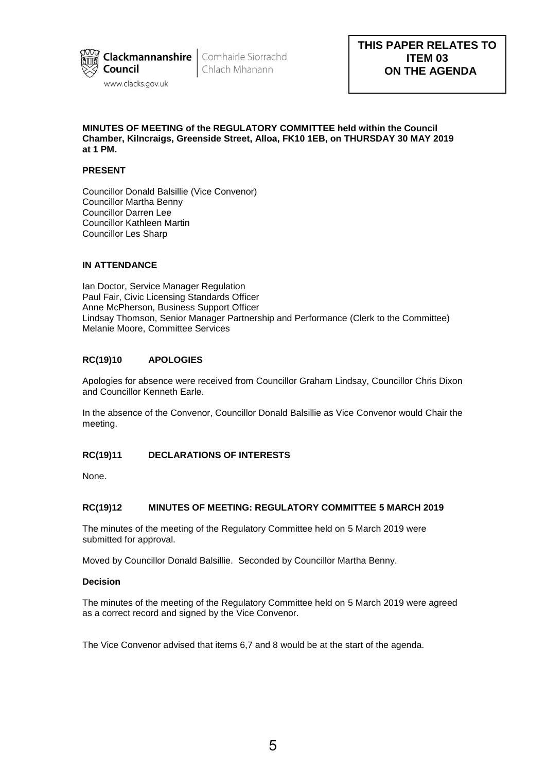Clackmannanshire Council | Comhairle Siorrachd Chlach Mhanann

www.clacks.gov.uk

**THIS PAPER RELATES TO ITEM 03 ON THE AGENDA**

**MINUTES OF MEETING of the REGULATORY COMMITTEE held within the Council Chamber, Kilncraigs, Greenside Street, Alloa, FK10 1EB, on THURSDAY 30 MAY 2019 at 1 PM.**

**PRESENT**

Councillor Donald Balsillie (Vice Convenor)
Councillor Martha Benny
Councillor Darren Lee
Councillor Kathleen Martin
Councillor Les Sharp

**IN ATTENDANCE**

Ian Doctor, Service Manager Regulation
Paul Fair, Civic Licensing Standards Officer
Anne McPherson, Business Support Officer
Lindsay Thomson, Senior Manager Partnership and Performance (Clerk to the Committee)
Melanie Moore, Committee Services

**RC(19)10 APOLOGIES**

Apologies for absence were received from Councillor Graham Lindsay, Councillor Chris Dixon and Councillor Kenneth Earle.

In the absence of the Convenor, Councillor Donald Balsillie as Vice Convenor would Chair the meeting.

**RC(19)11 DECLARATIONS OF INTERESTS**

None.

**RC(19)12 MINUTES OF MEETING: REGULATORY COMMITTEE 5 MARCH 2019**

The minutes of the meeting of the Regulatory Committee held on 5 March 2019 were submitted for approval.

Moved by Councillor Donald Balsillie. Seconded by Councillor Martha Benny.

**Decision**

The minutes of the meeting of the Regulatory Committee held on 5 March 2019 were agreed as a correct record and signed by the Vice Convenor.

The Vice Convenor advised that items 6,7 and 8 would be at the start of the agenda.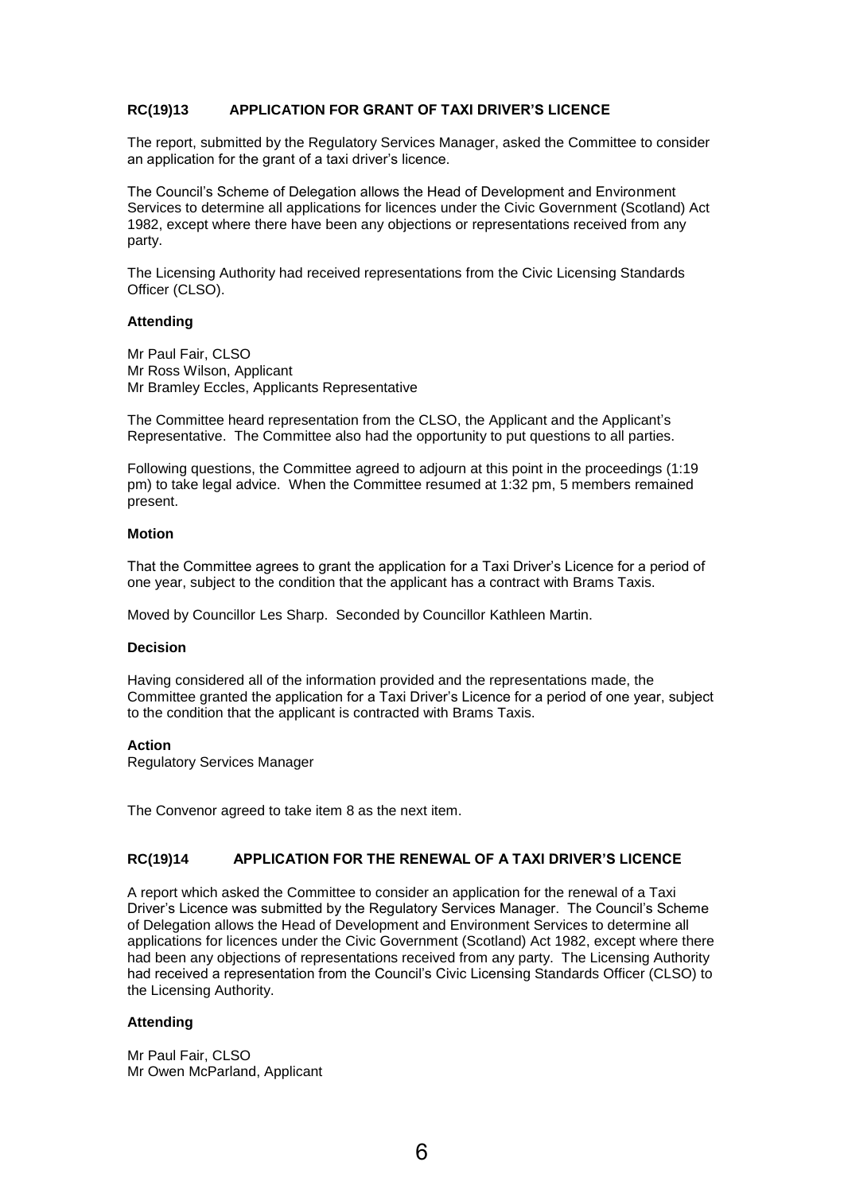## RC(19)13 APPLICATION FOR GRANT OF TAXI DRIVER'S LICENCE

The report, submitted by the Regulatory Services Manager, asked the Committee to consider an application for the grant of a taxi driver's licence.

The Council's Scheme of Delegation allows the Head of Development and Environment Services to determine all applications for licences under the Civic Government (Scotland) Act 1982, except where there have been any objections or representations received from any party.

The Licensing Authority had received representations from the Civic Licensing Standards Officer (CLSO).

**Attending**

Mr Paul Fair, CLSO
Mr Ross Wilson, Applicant
Mr Bramley Eccles, Applicants Representative

The Committee heard representation from the CLSO, the Applicant and the Applicant's Representative. The Committee also had the opportunity to put questions to all parties.

Following questions, the Committee agreed to adjourn at this point in the proceedings (1:19 pm) to take legal advice. When the Committee resumed at 1:32 pm, 5 members remained present.

**Motion**

That the Committee agrees to grant the application for a Taxi Driver's Licence for a period of one year, subject to the condition that the applicant has a contract with Brams Taxis.

Moved by Councillor Les Sharp. Seconded by Councillor Kathleen Martin.

**Decision**

Having considered all of the information provided and the representations made, the Committee granted the application for a Taxi Driver's Licence for a period of one year, subject to the condition that the applicant is contracted with Brams Taxis.

**Action**
Regulatory Services Manager

The Convenor agreed to take item 8 as the next item.

## RC(19)14 APPLICATION FOR THE RENEWAL OF A TAXI DRIVER'S LICENCE

A report which asked the Committee to consider an application for the renewal of a Taxi Driver's Licence was submitted by the Regulatory Services Manager. The Council's Scheme of Delegation allows the Head of Development and Environment Services to determine all applications for licences under the Civic Government (Scotland) Act 1982, except where there had been any objections of representations received from any party. The Licensing Authority had received a representation from the Council's Civic Licensing Standards Officer (CLSO) to the Licensing Authority.

**Attending**

Mr Paul Fair, CLSO
Mr Owen McParland, Applicant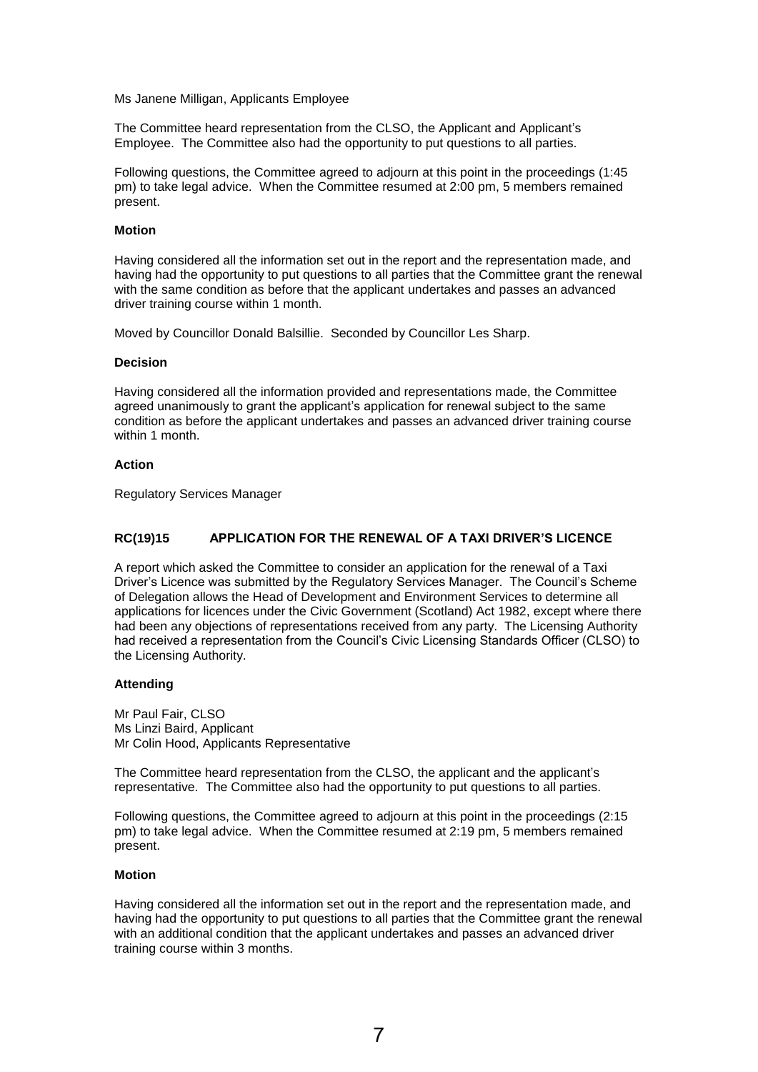Ms Janene Milligan, Applicants Employee

The Committee heard representation from the CLSO, the Applicant and Applicant's Employee. The Committee also had the opportunity to put questions to all parties.

Following questions, the Committee agreed to adjourn at this point in the proceedings (1:45 pm) to take legal advice. When the Committee resumed at 2:00 pm, 5 members remained present.

**Motion**

Having considered all the information set out in the report and the representation made, and having had the opportunity to put questions to all parties that the Committee grant the renewal with the same condition as before that the applicant undertakes and passes an advanced driver training course within 1 month.

Moved by Councillor Donald Balsillie. Seconded by Councillor Les Sharp.

**Decision**

Having considered all the information provided and representations made, the Committee agreed unanimously to grant the applicant's application for renewal subject to the same condition as before the applicant undertakes and passes an advanced driver training course within 1 month.

**Action**

Regulatory Services Manager

## RC(19)15 APPLICATION FOR THE RENEWAL OF A TAXI DRIVER'S LICENCE

A report which asked the Committee to consider an application for the renewal of a Taxi Driver's Licence was submitted by the Regulatory Services Manager. The Council's Scheme of Delegation allows the Head of Development and Environment Services to determine all applications for licences under the Civic Government (Scotland) Act 1982, except where there had been any objections of representations received from any party. The Licensing Authority had received a representation from the Council's Civic Licensing Standards Officer (CLSO) to the Licensing Authority.

**Attending**

Mr Paul Fair, CLSO
Ms Linzi Baird, Applicant
Mr Colin Hood, Applicants Representative

The Committee heard representation from the CLSO, the applicant and the applicant's representative. The Committee also had the opportunity to put questions to all parties.

Following questions, the Committee agreed to adjourn at this point in the proceedings (2:15 pm) to take legal advice. When the Committee resumed at 2:19 pm, 5 members remained present.

**Motion**

Having considered all the information set out in the report and the representation made, and having had the opportunity to put questions to all parties that the Committee grant the renewal with an additional condition that the applicant undertakes and passes an advanced driver training course within 3 months.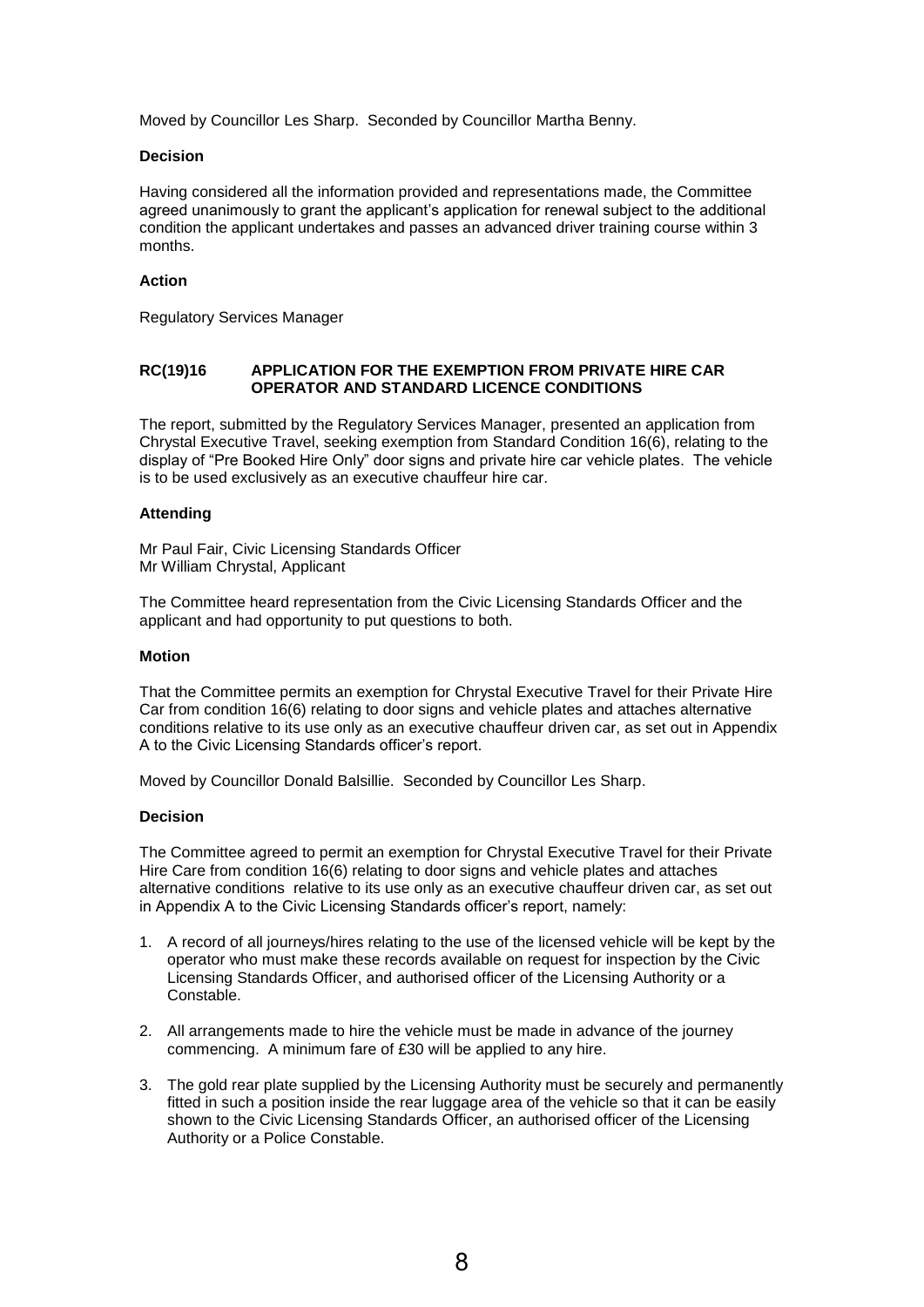Moved by Councillor Les Sharp. Seconded by Councillor Martha Benny.

**Decision**

Having considered all the information provided and representations made, the Committee agreed unanimously to grant the applicant's application for renewal subject to the additional condition the applicant undertakes and passes an advanced driver training course within 3 months.

**Action**

Regulatory Services Manager

**RC(19)16 APPLICATION FOR THE EXEMPTION FROM PRIVATE HIRE CAR OPERATOR AND STANDARD LICENCE CONDITIONS**

The report, submitted by the Regulatory Services Manager, presented an application from Chrystal Executive Travel, seeking exemption from Standard Condition 16(6), relating to the display of "Pre Booked Hire Only" door signs and private hire car vehicle plates. The vehicle is to be used exclusively as an executive chauffeur hire car.

**Attending**

Mr Paul Fair, Civic Licensing Standards Officer
Mr William Chrystal, Applicant

The Committee heard representation from the Civic Licensing Standards Officer and the applicant and had opportunity to put questions to both.

**Motion**

That the Committee permits an exemption for Chrystal Executive Travel for their Private Hire Car from condition 16(6) relating to door signs and vehicle plates and attaches alternative conditions relative to its use only as an executive chauffeur driven car, as set out in Appendix A to the Civic Licensing Standards officer's report.

Moved by Councillor Donald Balsillie. Seconded by Councillor Les Sharp.

**Decision**

The Committee agreed to permit an exemption for Chrystal Executive Travel for their Private Hire Care from condition 16(6) relating to door signs and vehicle plates and attaches alternative conditions relative to its use only as an executive chauffeur driven car, as set out in Appendix A to the Civic Licensing Standards officer's report, namely:

1. A record of all journeys/hires relating to the use of the licensed vehicle will be kept by the operator who must make these records available on request for inspection by the Civic Licensing Standards Officer, and authorised officer of the Licensing Authority or a Constable.

2. All arrangements made to hire the vehicle must be made in advance of the journey commencing. A minimum fare of £30 will be applied to any hire.

3. The gold rear plate supplied by the Licensing Authority must be securely and permanently fitted in such a position inside the rear luggage area of the vehicle so that it can be easily shown to the Civic Licensing Standards Officer, an authorised officer of the Licensing Authority or a Police Constable.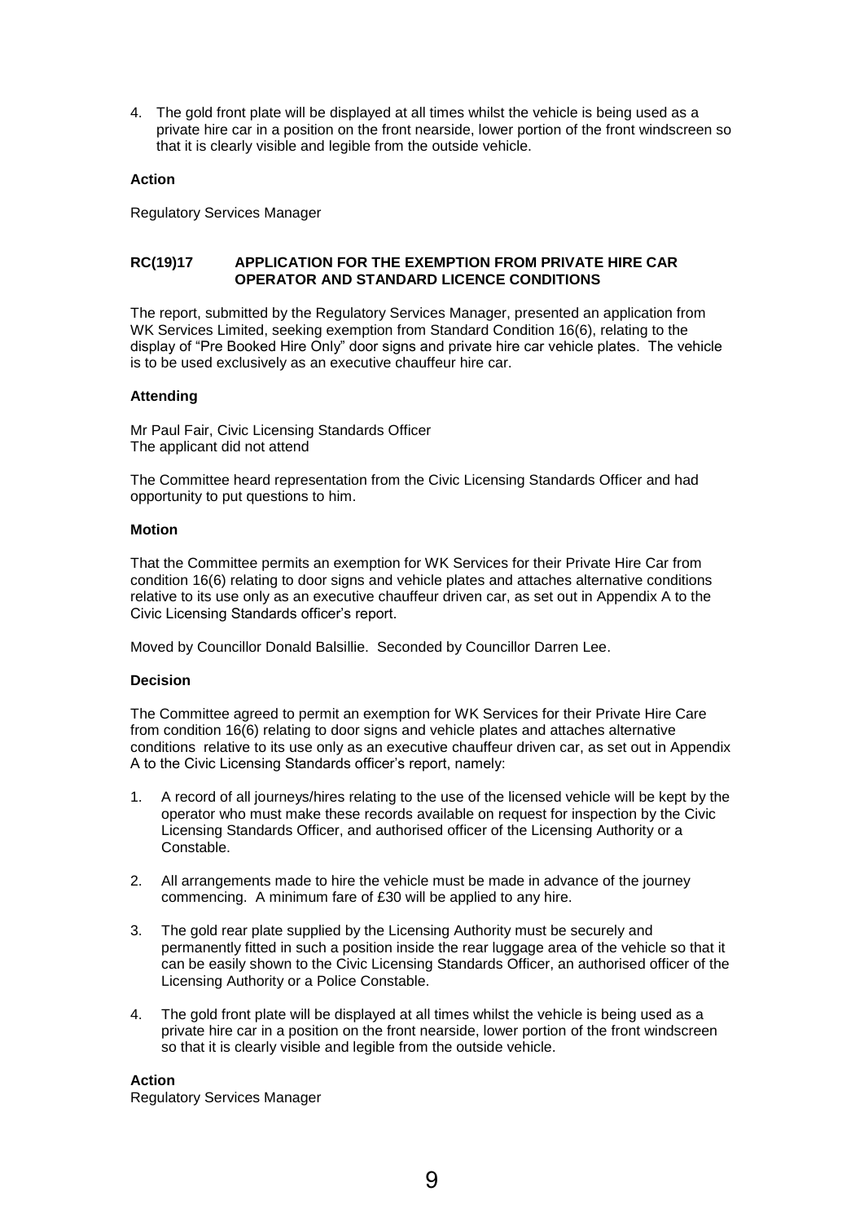4. The gold front plate will be displayed at all times whilst the vehicle is being used as a private hire car in a position on the front nearside, lower portion of the front windscreen so that it is clearly visible and legible from the outside vehicle.

**Action**

Regulatory Services Manager

### RC(19)17 APPLICATION FOR THE EXEMPTION FROM PRIVATE HIRE CAR OPERATOR AND STANDARD LICENCE CONDITIONS

The report, submitted by the Regulatory Services Manager, presented an application from WK Services Limited, seeking exemption from Standard Condition 16(6), relating to the display of "Pre Booked Hire Only" door signs and private hire car vehicle plates. The vehicle is to be used exclusively as an executive chauffeur hire car.

**Attending**

Mr Paul Fair, Civic Licensing Standards Officer
The applicant did not attend

The Committee heard representation from the Civic Licensing Standards Officer and had opportunity to put questions to him.

**Motion**

That the Committee permits an exemption for WK Services for their Private Hire Car from condition 16(6) relating to door signs and vehicle plates and attaches alternative conditions relative to its use only as an executive chauffeur driven car, as set out in Appendix A to the Civic Licensing Standards officer's report.

Moved by Councillor Donald Balsillie. Seconded by Councillor Darren Lee.

**Decision**

The Committee agreed to permit an exemption for WK Services for their Private Hire Care from condition 16(6) relating to door signs and vehicle plates and attaches alternative conditions relative to its use only as an executive chauffeur driven car, as set out in Appendix A to the Civic Licensing Standards officer's report, namely:

1. A record of all journeys/hires relating to the use of the licensed vehicle will be kept by the operator who must make these records available on request for inspection by the Civic Licensing Standards Officer, and authorised officer of the Licensing Authority or a Constable.

2. All arrangements made to hire the vehicle must be made in advance of the journey commencing. A minimum fare of £30 will be applied to any hire.

3. The gold rear plate supplied by the Licensing Authority must be securely and permanently fitted in such a position inside the rear luggage area of the vehicle so that it can be easily shown to the Civic Licensing Standards Officer, an authorised officer of the Licensing Authority or a Police Constable.

4. The gold front plate will be displayed at all times whilst the vehicle is being used as a private hire car in a position on the front nearside, lower portion of the front windscreen so that it is clearly visible and legible from the outside vehicle.

**Action**

Regulatory Services Manager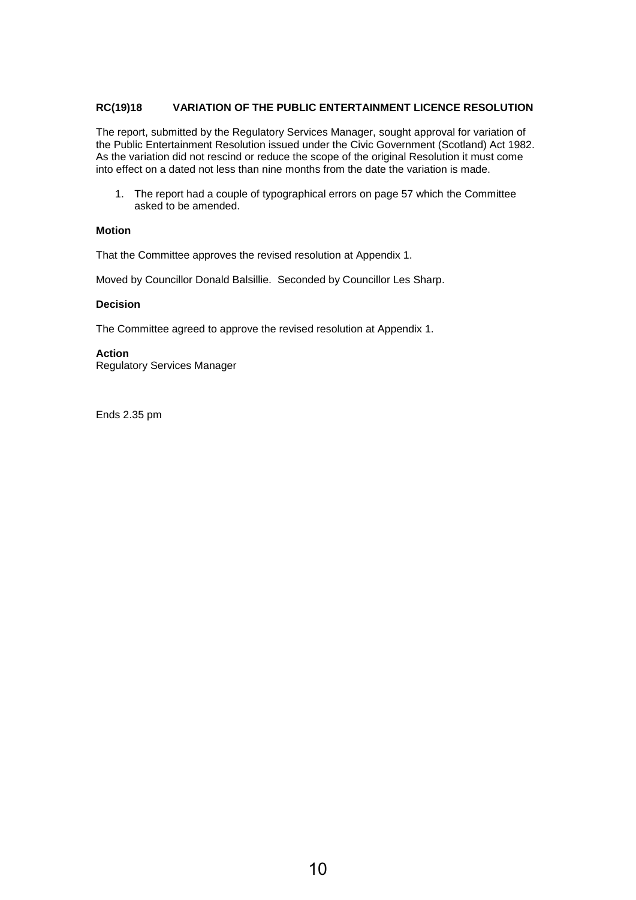**RC(19)18 VARIATION OF THE PUBLIC ENTERTAINMENT LICENCE RESOLUTION**

The report, submitted by the Regulatory Services Manager, sought approval for variation of the Public Entertainment Resolution issued under the Civic Government (Scotland) Act 1982. As the variation did not rescind or reduce the scope of the original Resolution it must come into effect on a dated not less than nine months from the date the variation is made.

1. The report had a couple of typographical errors on page 57 which the Committee asked to be amended.

**Motion**

That the Committee approves the revised resolution at Appendix 1.

Moved by Councillor Donald Balsillie. Seconded by Councillor Les Sharp.

**Decision**

The Committee agreed to approve the revised resolution at Appendix 1.

**Action**
Regulatory Services Manager

Ends 2.35 pm